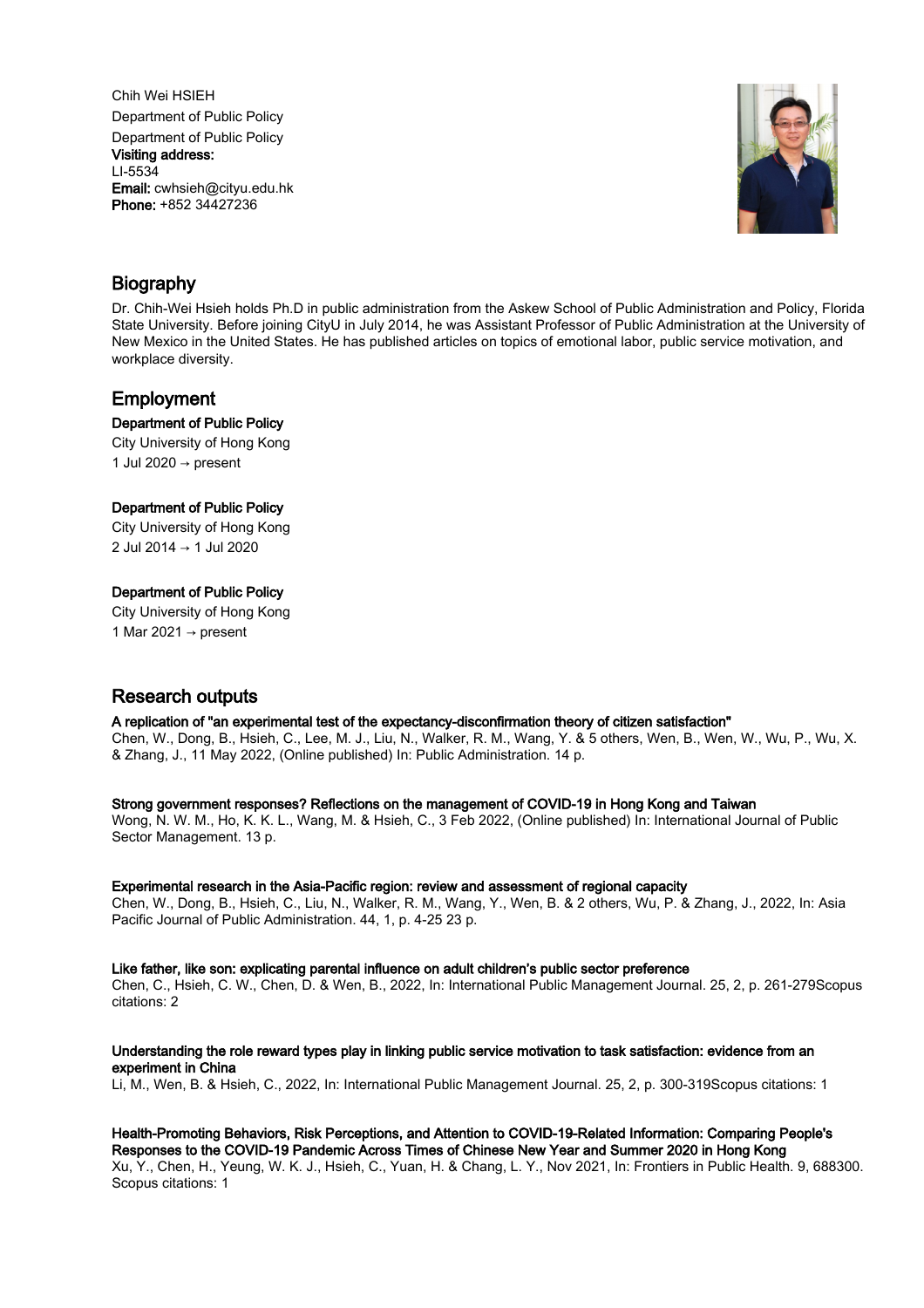Chih Wei HSIEH

Department of Public Policy

Department of Public Policy

**Visiting address:**
LI-5534

**Email:** cwhsieh@cityu.edu.hk

**Phone:** +852 34427236

## Biography

Dr. Chih-Wei Hsieh holds Ph.D in public administration from the Askew School of Public Administration and Policy, Florida State University. Before joining CityU in July 2014, he was Assistant Professor of Public Administration at the University of New Mexico in the United States. He has published articles on topics of emotional labor, public service motivation, and workplace diversity.

## Employment

**Department of Public Policy**
City University of Hong Kong
1 Jul 2020 → present

**Department of Public Policy**
City University of Hong Kong
2 Jul 2014 → 1 Jul 2020

**Department of Public Policy**
City University of Hong Kong
1 Mar 2021 → present

## Research outputs

**A replication of "an experimental test of the expectancy-disconfirmation theory of citizen satisfaction"**
Chen, W., Dong, B., Hsieh, C., Lee, M. J., Liu, N., Walker, R. M., Wang, Y. & 5 others, Wen, B., Wen, W., Wu, P., Wu, X. & Zhang, J., 11 May 2022, (Online published) In: Public Administration. 14 p.

**Strong government responses? Reflections on the management of COVID-19 in Hong Kong and Taiwan**
Wong, N. W. M., Ho, K. K. L., Wang, M. & Hsieh, C., 3 Feb 2022, (Online published) In: International Journal of Public Sector Management. 13 p.

**Experimental research in the Asia-Pacific region: review and assessment of regional capacity**
Chen, W., Dong, B., Hsieh, C., Liu, N., Walker, R. M., Wang, Y., Wen, B. & 2 others, Wu, P. & Zhang, J., 2022, In: Asia Pacific Journal of Public Administration. 44, 1, p. 4-25 23 p.

**Like father, like son: explicating parental influence on adult children's public sector preference**
Chen, C., Hsieh, C. W., Chen, D. & Wen, B., 2022, In: International Public Management Journal. 25, 2, p. 261-279Scopus citations: 2

**Understanding the role reward types play in linking public service motivation to task satisfaction: evidence from an experiment in China**
Li, M., Wen, B. & Hsieh, C., 2022, In: International Public Management Journal. 25, 2, p. 300-319Scopus citations: 1

**Health-Promoting Behaviors, Risk Perceptions, and Attention to COVID-19-Related Information: Comparing People's Responses to the COVID-19 Pandemic Across Times of Chinese New Year and Summer 2020 in Hong Kong**
Xu, Y., Chen, H., Yeung, W. K. J., Hsieh, C., Yuan, H. & Chang, L. Y., Nov 2021, In: Frontiers in Public Health. 9, 688300. Scopus citations: 1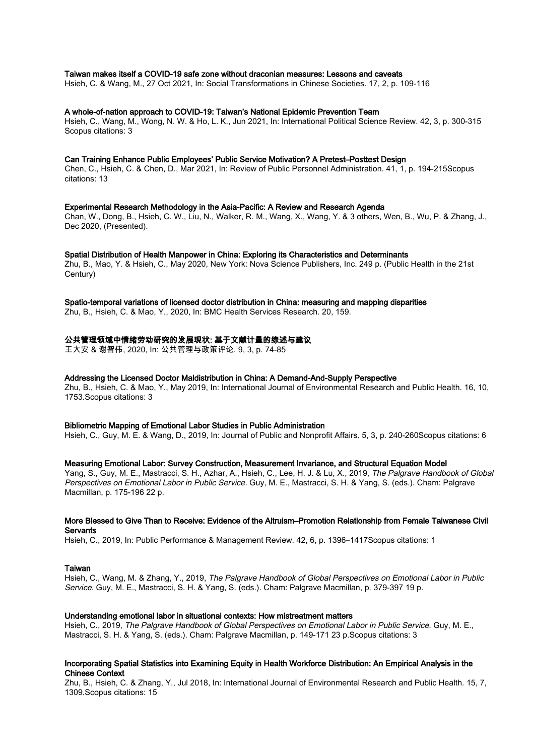**Taiwan makes itself a COVID-19 safe zone without draconian measures: Lessons and caveats**
Hsieh, C. & Wang, M., 27 Oct 2021, In: Social Transformations in Chinese Societies. 17, 2, p. 109-116

**A whole-of-nation approach to COVID-19: Taiwan's National Epidemic Prevention Team**
Hsieh, C., Wang, M., Wong, N. W. & Ho, L. K., Jun 2021, In: International Political Science Review. 42, 3, p. 300-315
Scopus citations: 3

**Can Training Enhance Public Employees' Public Service Motivation? A Pretest–Posttest Design**
Chen, C., Hsieh, C. & Chen, D., Mar 2021, In: Review of Public Personnel Administration. 41, 1, p. 194-215Scopus citations: 13

**Experimental Research Methodology in the Asia-Pacific: A Review and Research Agenda**
Chan, W., Dong, B., Hsieh, C. W., Liu, N., Walker, R. M., Wang, X., Wang, Y. & 3 others, Wen, B., Wu, P. & Zhang, J., Dec 2020, (Presented).

**Spatial Distribution of Health Manpower in China: Exploring its Characteristics and Determinants**
Zhu, B., Mao, Y. & Hsieh, C., May 2020, New York: Nova Science Publishers, Inc. 249 p. (Public Health in the 21st Century)

**Spatio-temporal variations of licensed doctor distribution in China: measuring and mapping disparities**
Zhu, B., Hsieh, C. & Mao, Y., 2020, In: BMC Health Services Research. 20, 159.

**公共管理领域中情绪劳动研究的发展现状: 基于文献计量的综述与建议**
王大安 & 谢智伟, 2020, In: 公共管理与政策评论. 9, 3, p. 74-85

**Addressing the Licensed Doctor Maldistribution in China: A Demand-And-Supply Perspective**
Zhu, B., Hsieh, C. & Mao, Y., May 2019, In: International Journal of Environmental Research and Public Health. 16, 10, 1753.Scopus citations: 3

**Bibliometric Mapping of Emotional Labor Studies in Public Administration**
Hsieh, C., Guy, M. E. & Wang, D., 2019, In: Journal of Public and Nonprofit Affairs. 5, 3, p. 240-260Scopus citations: 6

**Measuring Emotional Labor: Survey Construction, Measurement Invariance, and Structural Equation Model**
Yang, S., Guy, M. E., Mastracci, S. H., Azhar, A., Hsieh, C., Lee, H. J. & Lu, X., 2019, *The Palgrave Handbook of Global Perspectives on Emotional Labor in Public Service.* Guy, M. E., Mastracci, S. H. & Yang, S. (eds.). Cham: Palgrave Macmillan, p. 175-196 22 p.

**More Blessed to Give Than to Receive: Evidence of the Altruism–Promotion Relationship from Female Taiwanese Civil Servants**
Hsieh, C., 2019, In: Public Performance & Management Review. 42, 6, p. 1396–1417Scopus citations: 1

**Taiwan**
Hsieh, C., Wang, M. & Zhang, Y., 2019, *The Palgrave Handbook of Global Perspectives on Emotional Labor in Public Service.* Guy, M. E., Mastracci, S. H. & Yang, S. (eds.). Cham: Palgrave Macmillan, p. 379-397 19 p.

**Understanding emotional labor in situational contexts: How mistreatment matters**
Hsieh, C., 2019, *The Palgrave Handbook of Global Perspectives on Emotional Labor in Public Service.* Guy, M. E., Mastracci, S. H. & Yang, S. (eds.). Cham: Palgrave Macmillan, p. 149-171 23 p.Scopus citations: 3

**Incorporating Spatial Statistics into Examining Equity in Health Workforce Distribution: An Empirical Analysis in the Chinese Context**
Zhu, B., Hsieh, C. & Zhang, Y., Jul 2018, In: International Journal of Environmental Research and Public Health. 15, 7, 1309.Scopus citations: 15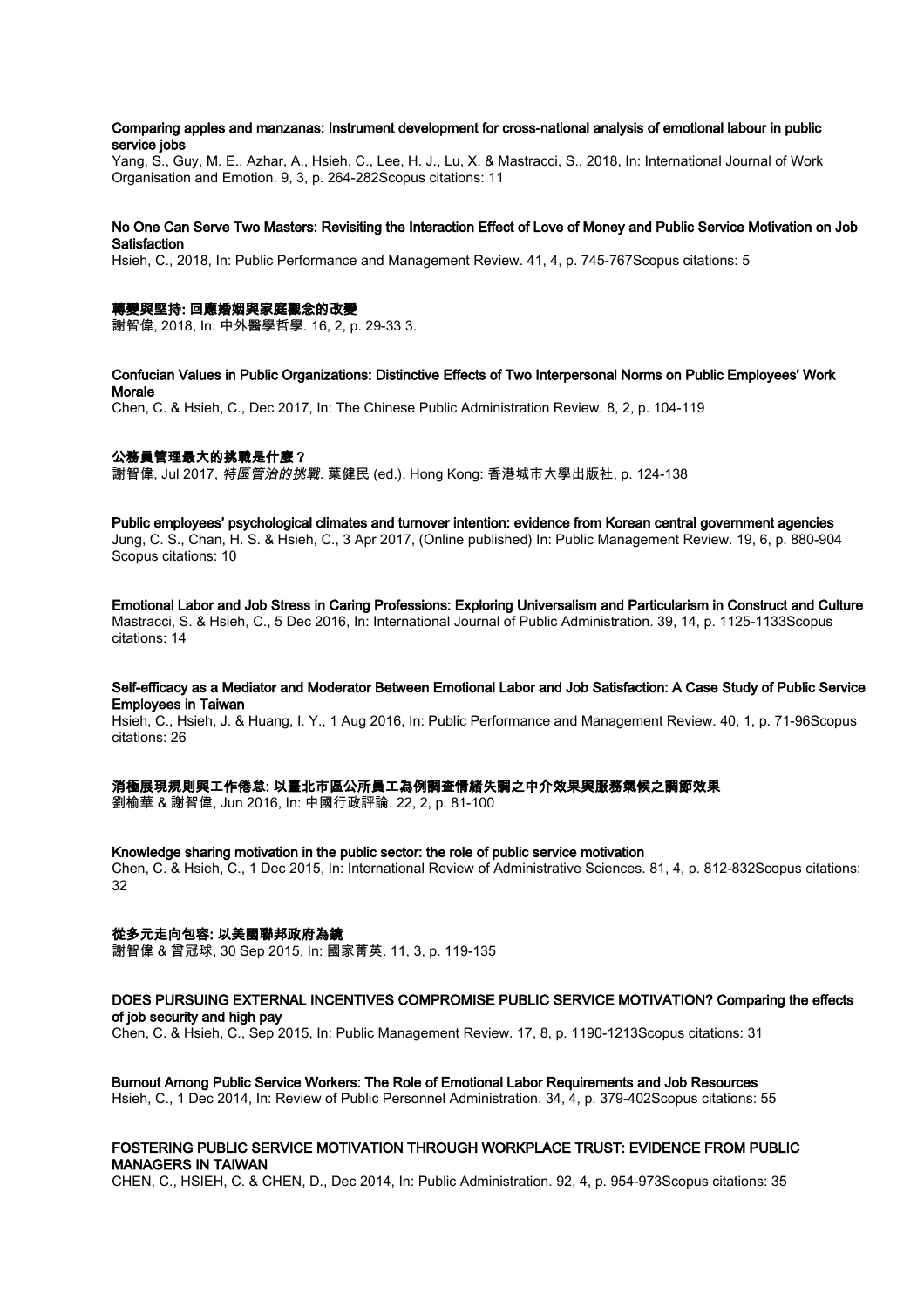**Comparing apples and manzanas: Instrument development for cross-national analysis of emotional labour in public service jobs**
Yang, S., Guy, M. E., Azhar, A., Hsieh, C., Lee, H. J., Lu, X. & Mastracci, S., 2018, In: International Journal of Work Organisation and Emotion. 9, 3, p. 264-282Scopus citations: 11

**No One Can Serve Two Masters: Revisiting the Interaction Effect of Love of Money and Public Service Motivation on Job Satisfaction**
Hsieh, C., 2018, In: Public Performance and Management Review. 41, 4, p. 745-767Scopus citations: 5

**轉變與堅持: 回應婚姻與家庭觀念的改變**
謝智偉, 2018, In: 中外醫學哲學. 16, 2, p. 29-33 3.

**Confucian Values in Public Organizations: Distinctive Effects of Two Interpersonal Norms on Public Employees' Work Morale**
Chen, C. & Hsieh, C., Dec 2017, In: The Chinese Public Administration Review. 8, 2, p. 104-119

**公務員管理最大的挑戰是什麼？**
謝智偉, Jul 2017, *特區管治的挑戰*. 葉健民 (ed.). Hong Kong: 香港城市大學出版社, p. 124-138

**Public employees' psychological climates and turnover intention: evidence from Korean central government agencies**
Jung, C. S., Chan, H. S. & Hsieh, C., 3 Apr 2017, (Online published) In: Public Management Review. 19, 6, p. 880-904
Scopus citations: 10

**Emotional Labor and Job Stress in Caring Professions: Exploring Universalism and Particularism in Construct and Culture**
Mastracci, S. & Hsieh, C., 5 Dec 2016, In: International Journal of Public Administration. 39, 14, p. 1125-1133Scopus citations: 14

**Self-efficacy as a Mediator and Moderator Between Emotional Labor and Job Satisfaction: A Case Study of Public Service Employees in Taiwan**
Hsieh, C., Hsieh, J. & Huang, I. Y., 1 Aug 2016, In: Public Performance and Management Review. 40, 1, p. 71-96Scopus citations: 26

**消極展現規則與工作倦怠: 以臺北市區公所員工為例調查情緒失調之中介效果與服務氣候之調節效果**
劉榆華 & 謝智偉, Jun 2016, In: 中國行政評論. 22, 2, p. 81-100

**Knowledge sharing motivation in the public sector: the role of public service motivation**
Chen, C. & Hsieh, C., 1 Dec 2015, In: International Review of Administrative Sciences. 81, 4, p. 812-832Scopus citations: 32

**從多元走向包容: 以美國聯邦政府為鏡**
謝智偉 & 曾冠球, 30 Sep 2015, In: 國家菁英. 11, 3, p. 119-135

**DOES PURSUING EXTERNAL INCENTIVES COMPROMISE PUBLIC SERVICE MOTIVATION? Comparing the effects of job security and high pay**
Chen, C. & Hsieh, C., Sep 2015, In: Public Management Review. 17, 8, p. 1190-1213Scopus citations: 31

**Burnout Among Public Service Workers: The Role of Emotional Labor Requirements and Job Resources**
Hsieh, C., 1 Dec 2014, In: Review of Public Personnel Administration. 34, 4, p. 379-402Scopus citations: 55

**FOSTERING PUBLIC SERVICE MOTIVATION THROUGH WORKPLACE TRUST: EVIDENCE FROM PUBLIC MANAGERS IN TAIWAN**
CHEN, C., HSIEH, C. & CHEN, D., Dec 2014, In: Public Administration. 92, 4, p. 954-973Scopus citations: 35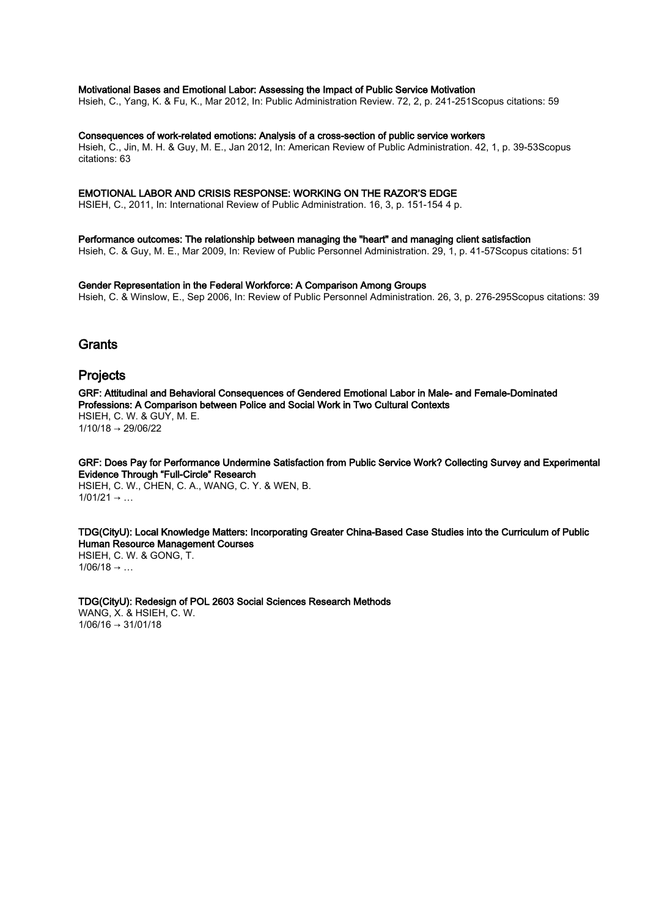**Motivational Bases and Emotional Labor: Assessing the Impact of Public Service Motivation**
Hsieh, C., Yang, K. & Fu, K., Mar 2012, In: Public Administration Review. 72, 2, p. 241-251Scopus citations: 59

**Consequences of work-related emotions: Analysis of a cross-section of public service workers**
Hsieh, C., Jin, M. H. & Guy, M. E., Jan 2012, In: American Review of Public Administration. 42, 1, p. 39-53Scopus citations: 63

**EMOTIONAL LABOR AND CRISIS RESPONSE: WORKING ON THE RAZOR'S EDGE**
HSIEH, C., 2011, In: International Review of Public Administration. 16, 3, p. 151-154 4 p.

**Performance outcomes: The relationship between managing the "heart" and managing client satisfaction**
Hsieh, C. & Guy, M. E., Mar 2009, In: Review of Public Personnel Administration. 29, 1, p. 41-57Scopus citations: 51

**Gender Representation in the Federal Workforce: A Comparison Among Groups**
Hsieh, C. & Winslow, E., Sep 2006, In: Review of Public Personnel Administration. 26, 3, p. 276-295Scopus citations: 39

## Grants

## Projects

**GRF: Attitudinal and Behavioral Consequences of Gendered Emotional Labor in Male- and Female-Dominated Professions: A Comparison between Police and Social Work in Two Cultural Contexts**
HSIEH, C. W. & GUY, M. E.
1/10/18 → 29/06/22

**GRF: Does Pay for Performance Undermine Satisfaction from Public Service Work? Collecting Survey and Experimental Evidence Through "Full-Circle" Research**
HSIEH, C. W., CHEN, C. A., WANG, C. Y. & WEN, B.
1/01/21 → …

**TDG(CityU): Local Knowledge Matters: Incorporating Greater China-Based Case Studies into the Curriculum of Public Human Resource Management Courses**
HSIEH, C. W. & GONG, T.
1/06/18 → …

**TDG(CityU): Redesign of POL 2603 Social Sciences Research Methods**
WANG, X. & HSIEH, C. W.
1/06/16 → 31/01/18